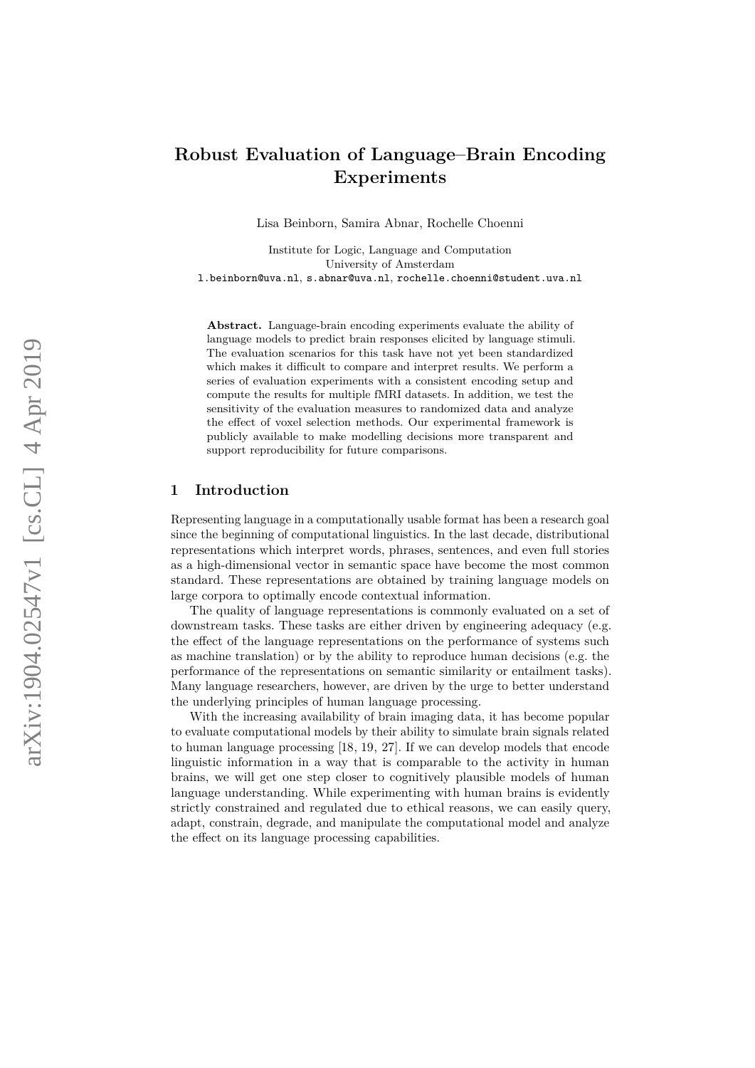# Robust Evaluation of Language–Brain Encoding Experiments

Lisa Beinborn, Samira Abnar, Rochelle Choenni

Institute for Logic, Language and Computation
University of Amsterdam
l.beinborn@uva.nl, s.abnar@uva.nl, rochelle.choenni@student.uva.nl

**Abstract.** Language-brain encoding experiments evaluate the ability of language models to predict brain responses elicited by language stimuli. The evaluation scenarios for this task have not yet been standardized which makes it difficult to compare and interpret results. We perform a series of evaluation experiments with a consistent encoding setup and compute the results for multiple fMRI datasets. In addition, we test the sensitivity of the evaluation measures to randomized data and analyze the effect of voxel selection methods. Our experimental framework is publicly available to make modelling decisions more transparent and support reproducibility for future comparisons.

## 1 Introduction

Representing language in a computationally usable format has been a research goal since the beginning of computational linguistics. In the last decade, distributional representations which interpret words, phrases, sentences, and even full stories as a high-dimensional vector in semantic space have become the most common standard. These representations are obtained by training language models on large corpora to optimally encode contextual information.

The quality of language representations is commonly evaluated on a set of downstream tasks. These tasks are either driven by engineering adequacy (e.g. the effect of the language representations on the performance of systems such as machine translation) or by the ability to reproduce human decisions (e.g. the performance of the representations on semantic similarity or entailment tasks). Many language researchers, however, are driven by the urge to better understand the underlying principles of human language processing.

With the increasing availability of brain imaging data, it has become popular to evaluate computational models by their ability to simulate brain signals related to human language processing [18, 19, 27]. If we can develop models that encode linguistic information in a way that is comparable to the activity in human brains, we will get one step closer to cognitively plausible models of human language understanding. While experimenting with human brains is evidently strictly constrained and regulated due to ethical reasons, we can easily query, adapt, constrain, degrade, and manipulate the computational model and analyze the effect on its language processing capabilities.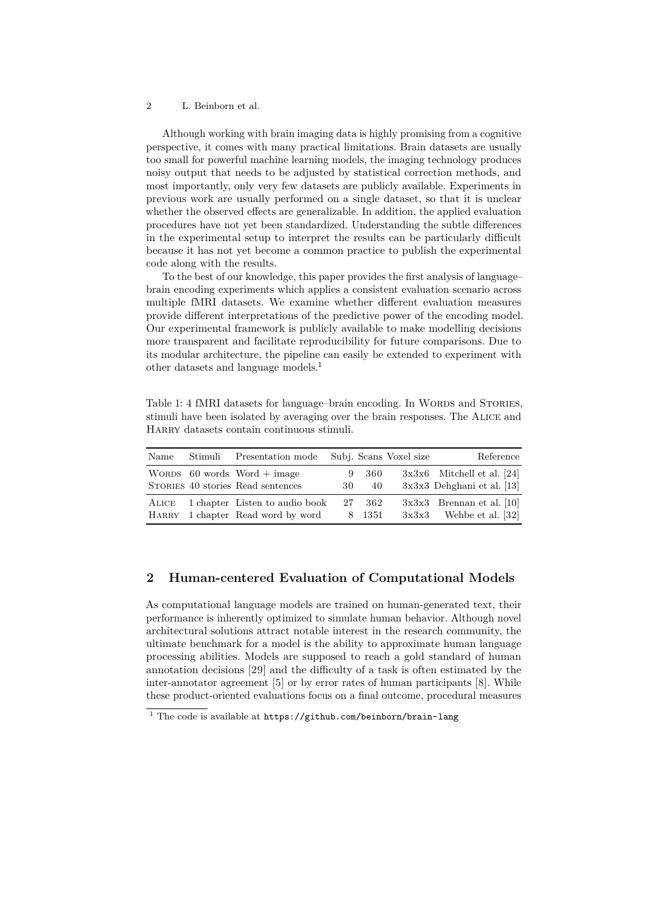Although working with brain imaging data is highly promising from a cognitive perspective, it comes with many practical limitations. Brain datasets are usually too small for powerful machine learning models, the imaging technology produces noisy output that needs to be adjusted by statistical correction methods, and most importantly, only very few datasets are publicly available. Experiments in previous work are usually performed on a single dataset, so that it is unclear whether the observed effects are generalizable. In addition, the applied evaluation procedures have not yet been standardized. Understanding the subtle differences in the experimental setup to interpret the results can be particularly difficult because it has not yet become a common practice to publish the experimental code along with the results.

To the best of our knowledge, this paper provides the first analysis of language–brain encoding experiments which applies a consistent evaluation scenario across multiple fMRI datasets. We examine whether different evaluation measures provide different interpretations of the predictive power of the encoding model. Our experimental framework is publicly available to make modelling decisions more transparent and facilitate reproducibility for future comparisons. Due to its modular architecture, the pipeline can easily be extended to experiment with other datasets and language models.[1]

Table 1: 4 fMRI datasets for language–brain encoding. In Words and Stories, stimuli have been isolated by averaging over the brain responses. The Alice and Harry datasets contain continuous stimuli.

| Name | Stimuli | Presentation mode | Subj. | Scans | Voxel size | Reference |
|---|---|---|---|---|---|---|
| Words | 60 words | Word + image | 9 | 360 | 3x3x6 | Mitchell et al. [24] |
| Stories | 40 stories | Read sentences | 30 | 40 | 3x3x3 | Dehghani et al. [13] |
| Alice | 1 chapter | Listen to audio book | 27 | 362 | 3x3x3 | Brennan et al. [10] |
| Harry | 1 chapter | Read word by word | 8 | 1351 | 3x3x3 | Wehbe et al. [32] |

## 2 Human-centered Evaluation of Computational Models

As computational language models are trained on human-generated text, their performance is inherently optimized to simulate human behavior. Although novel architectural solutions attract notable interest in the research community, the ultimate benchmark for a model is the ability to approximate human language processing abilities. Models are supposed to reach a gold standard of human annotation decisions [29] and the difficulty of a task is often estimated by the inter-annotator agreement [5] or by error rates of human participants [8]. While these product-oriented evaluations focus on a final outcome, procedural measures

[1] The code is available at https://github.com/beinborn/brain-lang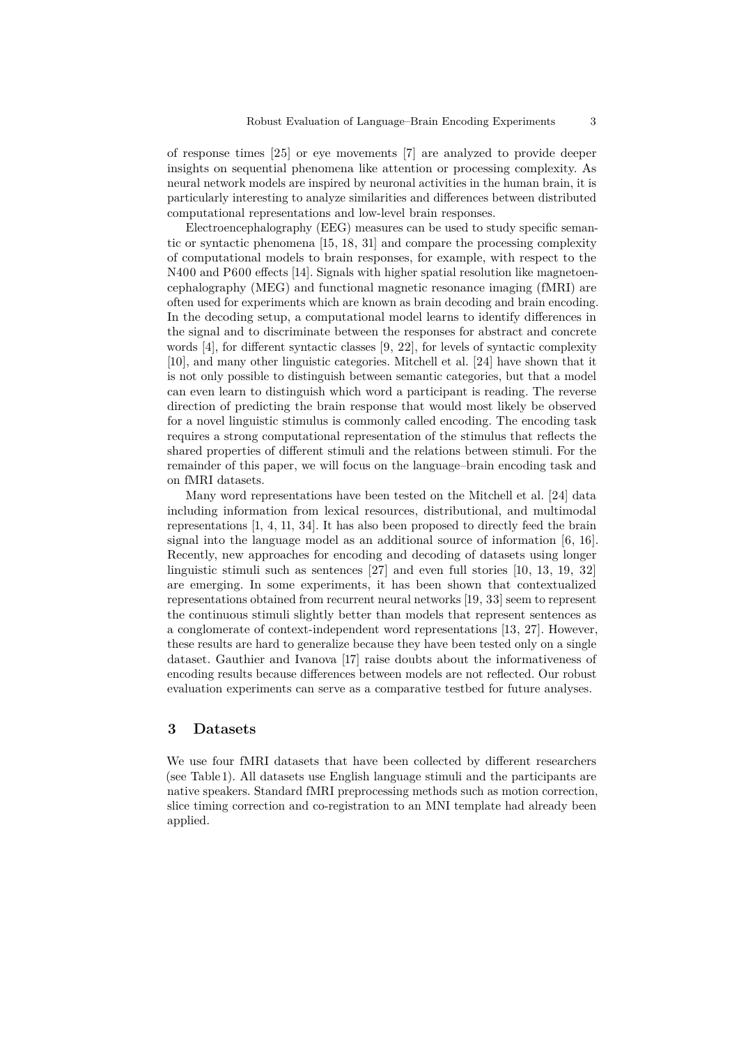of response times [25] or eye movements [7] are analyzed to provide deeper insights on sequential phenomena like attention or processing complexity. As neural network models are inspired by neuronal activities in the human brain, it is particularly interesting to analyze similarities and differences between distributed computational representations and low-level brain responses.

Electroencephalography (EEG) measures can be used to study specific semantic or syntactic phenomena [15, 18, 31] and compare the processing complexity of computational models to brain responses, for example, with respect to the N400 and P600 effects [14]. Signals with higher spatial resolution like magnetoencephalography (MEG) and functional magnetic resonance imaging (fMRI) are often used for experiments which are known as brain decoding and brain encoding. In the decoding setup, a computational model learns to identify differences in the signal and to discriminate between the responses for abstract and concrete words [4], for different syntactic classes [9, 22], for levels of syntactic complexity [10], and many other linguistic categories. Mitchell et al. [24] have shown that it is not only possible to distinguish between semantic categories, but that a model can even learn to distinguish which word a participant is reading. The reverse direction of predicting the brain response that would most likely be observed for a novel linguistic stimulus is commonly called encoding. The encoding task requires a strong computational representation of the stimulus that reflects the shared properties of different stimuli and the relations between stimuli. For the remainder of this paper, we will focus on the language–brain encoding task and on fMRI datasets.

Many word representations have been tested on the Mitchell et al. [24] data including information from lexical resources, distributional, and multimodal representations [1, 4, 11, 34]. It has also been proposed to directly feed the brain signal into the language model as an additional source of information [6, 16]. Recently, new approaches for encoding and decoding of datasets using longer linguistic stimuli such as sentences [27] and even full stories [10, 13, 19, 32] are emerging. In some experiments, it has been shown that contextualized representations obtained from recurrent neural networks [19, 33] seem to represent the continuous stimuli slightly better than models that represent sentences as a conglomerate of context-independent word representations [13, 27]. However, these results are hard to generalize because they have been tested only on a single dataset. Gauthier and Ivanova [17] raise doubts about the informativeness of encoding results because differences between models are not reflected. Our robust evaluation experiments can serve as a comparative testbed for future analyses.

## 3 Datasets

We use four fMRI datasets that have been collected by different researchers (see Table 1). All datasets use English language stimuli and the participants are native speakers. Standard fMRI preprocessing methods such as motion correction, slice timing correction and co-registration to an MNI template had already been applied.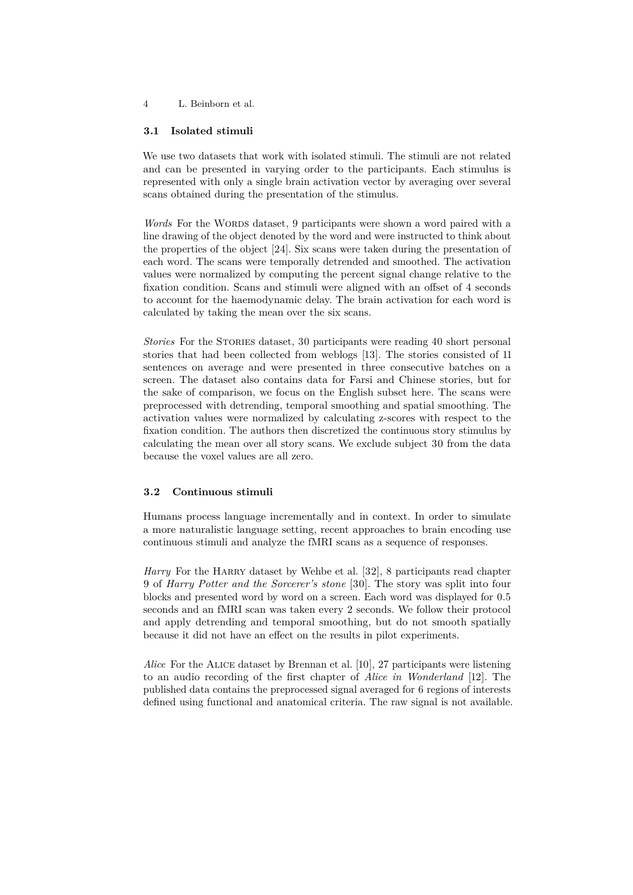### 3.1 Isolated stimuli

We use two datasets that work with isolated stimuli. The stimuli are not related and can be presented in varying order to the participants. Each stimulus is represented with only a single brain activation vector by averaging over several scans obtained during the presentation of the stimulus.

*Words* For the Words dataset, 9 participants were shown a word paired with a line drawing of the object denoted by the word and were instructed to think about the properties of the object [24]. Six scans were taken during the presentation of each word. The scans were temporally detrended and smoothed. The activation values were normalized by computing the percent signal change relative to the fixation condition. Scans and stimuli were aligned with an offset of 4 seconds to account for the haemodynamic delay. The brain activation for each word is calculated by taking the mean over the six scans.

*Stories* For the Stories dataset, 30 participants were reading 40 short personal stories that had been collected from weblogs [13]. The stories consisted of 11 sentences on average and were presented in three consecutive batches on a screen. The dataset also contains data for Farsi and Chinese stories, but for the sake of comparison, we focus on the English subset here. The scans were preprocessed with detrending, temporal smoothing and spatial smoothing. The activation values were normalized by calculating z-scores with respect to the fixation condition. The authors then discretized the continuous story stimulus by calculating the mean over all story scans. We exclude subject 30 from the data because the voxel values are all zero.

### 3.2 Continuous stimuli

Humans process language incrementally and in context. In order to simulate a more naturalistic language setting, recent approaches to brain encoding use continuous stimuli and analyze the fMRI scans as a sequence of responses.

*Harry* For the Harry dataset by Wehbe et al. [32], 8 participants read chapter 9 of *Harry Potter and the Sorcerer's stone* [30]. The story was split into four blocks and presented word by word on a screen. Each word was displayed for 0.5 seconds and an fMRI scan was taken every 2 seconds. We follow their protocol and apply detrending and temporal smoothing, but do not smooth spatially because it did not have an effect on the results in pilot experiments.

*Alice* For the Alice dataset by Brennan et al. [10], 27 participants were listening to an audio recording of the first chapter of *Alice in Wonderland* [12]. The published data contains the preprocessed signal averaged for 6 regions of interests defined using functional and anatomical criteria. The raw signal is not available.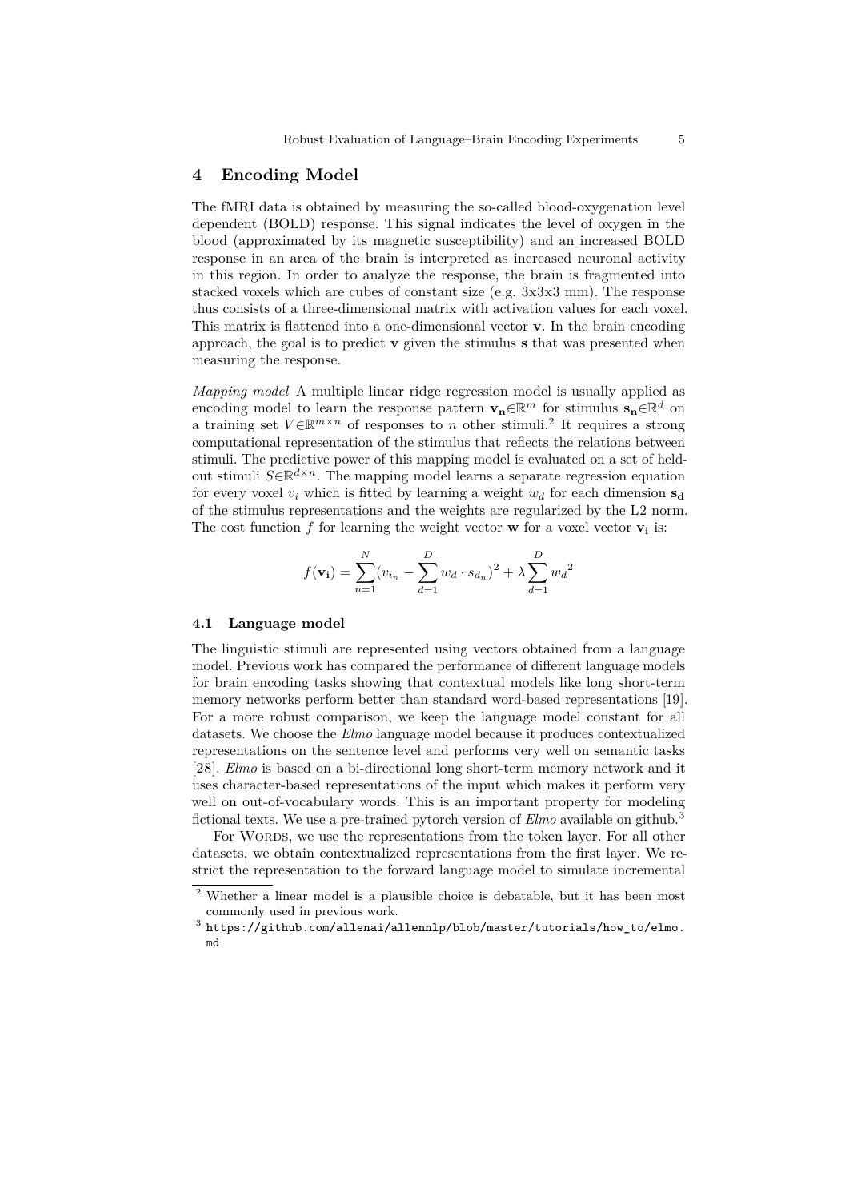## 4 Encoding Model

The fMRI data is obtained by measuring the so-called blood-oxygenation level dependent (BOLD) response. This signal indicates the level of oxygen in the blood (approximated by its magnetic susceptibility) and an increased BOLD response in an area of the brain is interpreted as increased neuronal activity in this region. In order to analyze the response, the brain is fragmented into stacked voxels which are cubes of constant size (e.g. 3x3x3 mm). The response thus consists of a three-dimensional matrix with activation values for each voxel. This matrix is flattened into a one-dimensional vector $\mathbf{v}$. In the brain encoding approach, the goal is to predict $\mathbf{v}$ given the stimulus $\mathbf{s}$ that was presented when measuring the response.

*Mapping model* A multiple linear ridge regression model is usually applied as encoding model to learn the response pattern $\mathbf{v_n} \in \mathbb{R}^m$ for stimulus $\mathbf{s_n} \in \mathbb{R}^d$ on a training set $V \in \mathbb{R}^{m \times n}$ of responses to $n$ other stimuli.[2] It requires a strong computational representation of the stimulus that reflects the relations between stimuli. The predictive power of this mapping model is evaluated on a set of held-out stimuli $S \in \mathbb{R}^{d \times n}$. The mapping model learns a separate regression equation for every voxel $v_i$ which is fitted by learning a weight $w_d$ for each dimension $\mathbf{s_d}$ of the stimulus representations and the weights are regularized by the L2 norm. The cost function $f$ for learning the weight vector $\mathbf{w}$ for a voxel vector $\mathbf{v_i}$ is:

$$f(\mathbf{v_i}) = \sum_{n=1}^{N} (v_{i_n} - \sum_{d=1}^{D} w_d \cdot s_{d_n})^2 + \lambda \sum_{d=1}^{D} {w_d}^2$$

### 4.1 Language model

The linguistic stimuli are represented using vectors obtained from a language model. Previous work has compared the performance of different language models for brain encoding tasks showing that contextual models like long short-term memory networks perform better than standard word-based representations [19]. For a more robust comparison, we keep the language model constant for all datasets. We choose the *Elmo* language model because it produces contextualized representations on the sentence level and performs very well on semantic tasks [28]. *Elmo* is based on a bi-directional long short-term memory network and it uses character-based representations of the input which makes it perform very well on out-of-vocabulary words. This is an important property for modeling fictional texts. We use a pre-trained pytorch version of *Elmo* available on github.[3]

For Words, we use the representations from the token layer. For all other datasets, we obtain contextualized representations from the first layer. We restrict the representation to the forward language model to simulate incremental

---

[2] Whether a linear model is a plausible choice is debatable, but it has been most commonly used in previous work.

[3] `https://github.com/allenai/allennlp/blob/master/tutorials/how_to/elmo.md`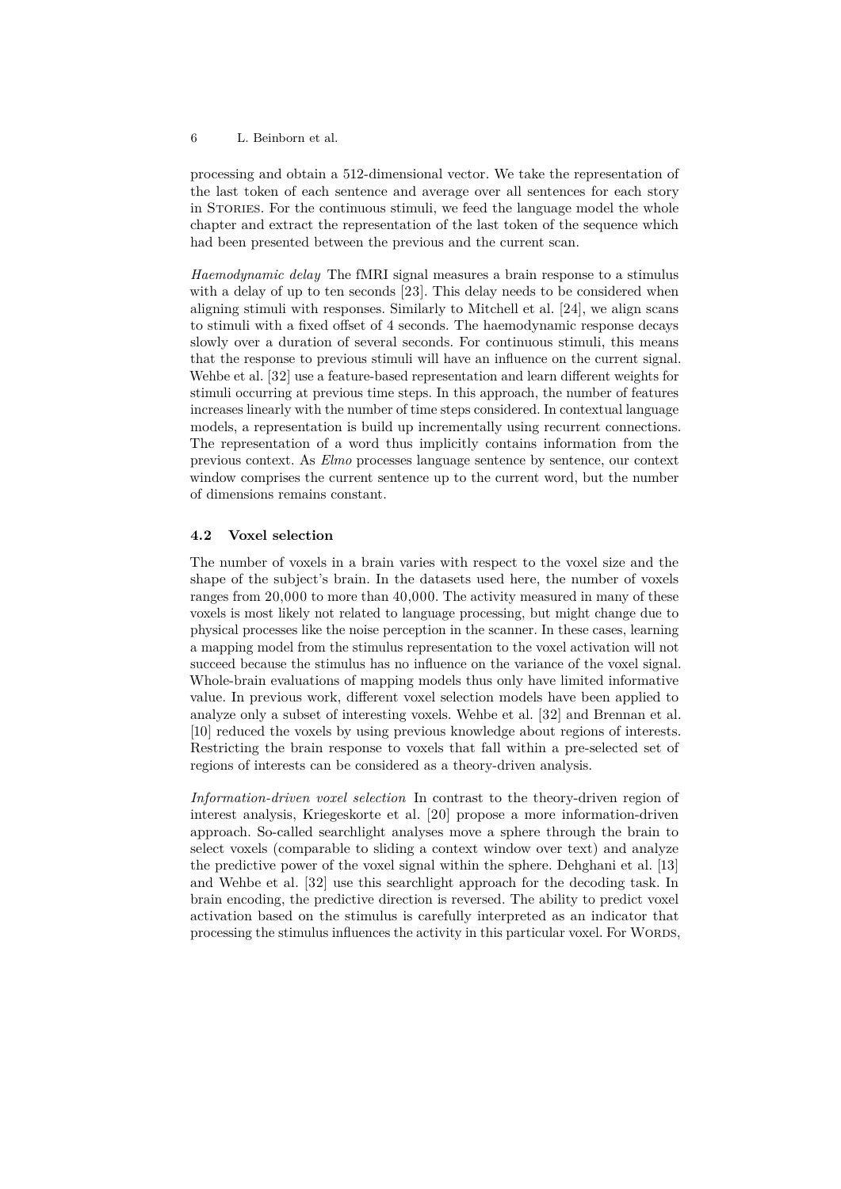processing and obtain a 512-dimensional vector. We take the representation of the last token of each sentence and average over all sentences for each story in STORIES. For the continuous stimuli, we feed the language model the whole chapter and extract the representation of the last token of the sequence which had been presented between the previous and the current scan.

*Haemodynamic delay* The fMRI signal measures a brain response to a stimulus with a delay of up to ten seconds [23]. This delay needs to be considered when aligning stimuli with responses. Similarly to Mitchell et al. [24], we align scans to stimuli with a fixed offset of 4 seconds. The haemodynamic response decays slowly over a duration of several seconds. For continuous stimuli, this means that the response to previous stimuli will have an influence on the current signal. Wehbe et al. [32] use a feature-based representation and learn different weights for stimuli occurring at previous time steps. In this approach, the number of features increases linearly with the number of time steps considered. In contextual language models, a representation is build up incrementally using recurrent connections. The representation of a word thus implicitly contains information from the previous context. As *Elmo* processes language sentence by sentence, our context window comprises the current sentence up to the current word, but the number of dimensions remains constant.

### 4.2 Voxel selection

The number of voxels in a brain varies with respect to the voxel size and the shape of the subject's brain. In the datasets used here, the number of voxels ranges from 20,000 to more than 40,000. The activity measured in many of these voxels is most likely not related to language processing, but might change due to physical processes like the noise perception in the scanner. In these cases, learning a mapping model from the stimulus representation to the voxel activation will not succeed because the stimulus has no influence on the variance of the voxel signal. Whole-brain evaluations of mapping models thus only have limited informative value. In previous work, different voxel selection models have been applied to analyze only a subset of interesting voxels. Wehbe et al. [32] and Brennan et al. [10] reduced the voxels by using previous knowledge about regions of interests. Restricting the brain response to voxels that fall within a pre-selected set of regions of interests can be considered as a theory-driven analysis.

*Information-driven voxel selection* In contrast to the theory-driven region of interest analysis, Kriegeskorte et al. [20] propose a more information-driven approach. So-called searchlight analyses move a sphere through the brain to select voxels (comparable to sliding a context window over text) and analyze the predictive power of the voxel signal within the sphere. Dehghani et al. [13] and Wehbe et al. [32] use this searchlight approach for the decoding task. In brain encoding, the predictive direction is reversed. The ability to predict voxel activation based on the stimulus is carefully interpreted as an indicator that processing the stimulus influences the activity in this particular voxel. For WORDS,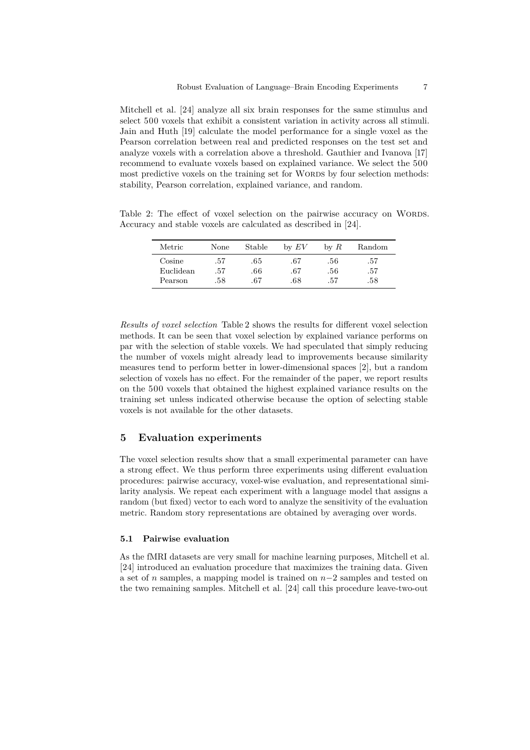Mitchell et al. [24] analyze all six brain responses for the same stimulus and select 500 voxels that exhibit a consistent variation in activity across all stimuli. Jain and Huth [19] calculate the model performance for a single voxel as the Pearson correlation between real and predicted responses on the test set and analyze voxels with a correlation above a threshold. Gauthier and Ivanova [17] recommend to evaluate voxels based on explained variance. We select the 500 most predictive voxels on the training set for WORDS by four selection methods: stability, Pearson correlation, explained variance, and random.

Table 2: The effect of voxel selection on the pairwise accuracy on WORDS. Accuracy and stable voxels are calculated as described in [24].

| Metric | None | Stable | by $EV$ | by $R$ | Random |
|---|---|---|---|---|---|
| Cosine | .57 | .65 | .67 | .56 | .57 |
| Euclidean | .57 | .66 | .67 | .56 | .57 |
| Pearson | .58 | .67 | .68 | .57 | .58 |

*Results of voxel selection* Table 2 shows the results for different voxel selection methods. It can be seen that voxel selection by explained variance performs on par with the selection of stable voxels. We had speculated that simply reducing the number of voxels might already lead to improvements because similarity measures tend to perform better in lower-dimensional spaces [2], but a random selection of voxels has no effect. For the remainder of the paper, we report results on the 500 voxels that obtained the highest explained variance results on the training set unless indicated otherwise because the option of selecting stable voxels is not available for the other datasets.

## 5 Evaluation experiments

The voxel selection results show that a small experimental parameter can have a strong effect. We thus perform three experiments using different evaluation procedures: pairwise accuracy, voxel-wise evaluation, and representational similarity analysis. We repeat each experiment with a language model that assigns a random (but fixed) vector to each word to analyze the sensitivity of the evaluation metric. Random story representations are obtained by averaging over words.

### 5.1 Pairwise evaluation

As the fMRI datasets are very small for machine learning purposes, Mitchell et al. [24] introduced an evaluation procedure that maximizes the training data. Given a set of $n$ samples, a mapping model is trained on $n-2$ samples and tested on the two remaining samples. Mitchell et al. [24] call this procedure leave-two-out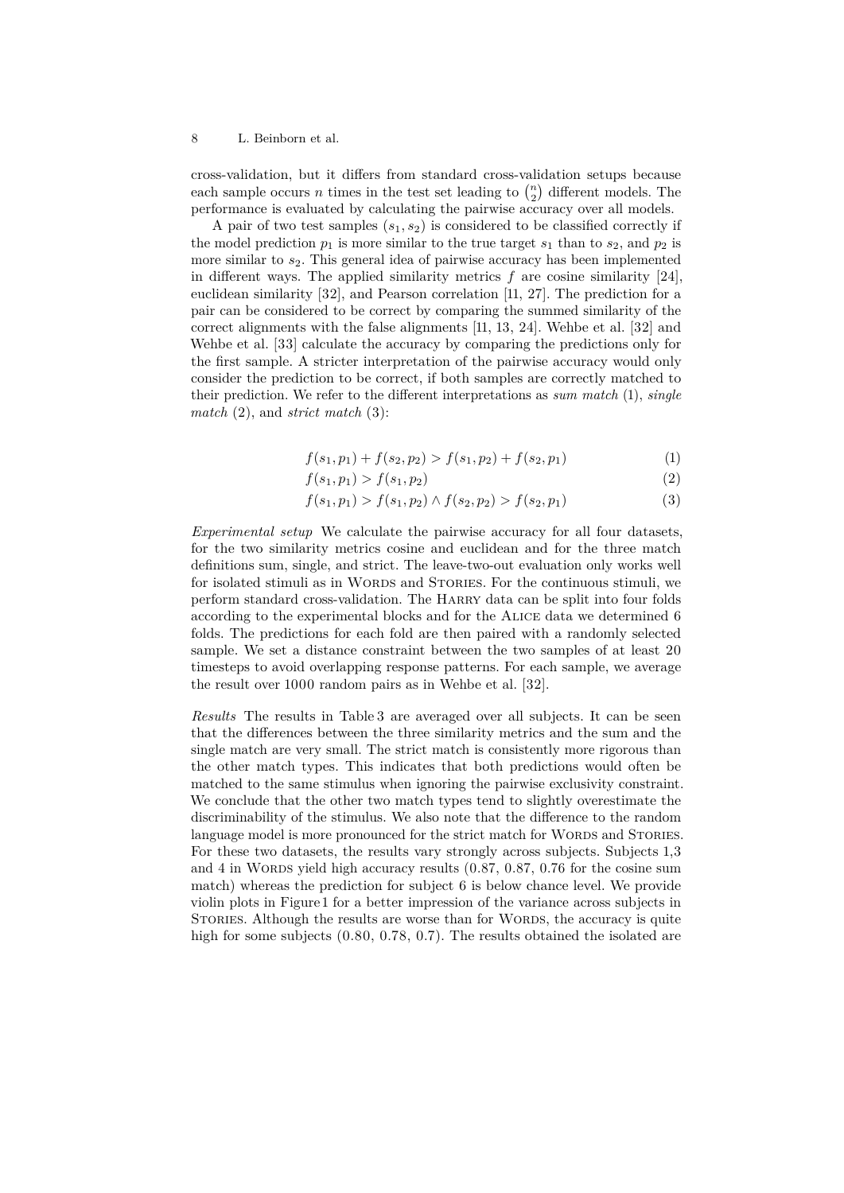cross-validation, but it differs from standard cross-validation setups because each sample occurs $n$ times in the test set leading to $\binom{n}{2}$ different models. The performance is evaluated by calculating the pairwise accuracy over all models.

A pair of two test samples $(s_1, s_2)$ is considered to be classified correctly if the model prediction $p_1$ is more similar to the true target $s_1$ than to $s_2$, and $p_2$ is more similar to $s_2$. This general idea of pairwise accuracy has been implemented in different ways. The applied similarity metrics $f$ are cosine similarity [24], euclidean similarity [32], and Pearson correlation [11, 27]. The prediction for a pair can be considered to be correct by comparing the summed similarity of the correct alignments with the false alignments [11, 13, 24]. Wehbe et al. [32] and Wehbe et al. [33] calculate the accuracy by comparing the predictions only for the first sample. A stricter interpretation of the pairwise accuracy would only consider the prediction to be correct, if both samples are correctly matched to their prediction. We refer to the different interpretations as *sum match* (1), *single match* (2), and *strict match* (3):

$$f(s_1, p_1) + f(s_2, p_2) > f(s_1, p_2) + f(s_2, p_1) \tag{1}$$

$$f(s_1, p_1) > f(s_1, p_2) \tag{2}$$

$$f(s_1, p_1) > f(s_1, p_2) \wedge f(s_2, p_2) > f(s_2, p_1) \tag{3}$$

*Experimental setup* We calculate the pairwise accuracy for all four datasets, for the two similarity metrics cosine and euclidean and for the three match definitions sum, single, and strict. The leave-two-out evaluation only works well for isolated stimuli as in WORDS and STORIES. For the continuous stimuli, we perform standard cross-validation. The HARRY data can be split into four folds according to the experimental blocks and for the ALICE data we determined 6 folds. The predictions for each fold are then paired with a randomly selected sample. We set a distance constraint between the two samples of at least 20 timesteps to avoid overlapping response patterns. For each sample, we average the result over 1000 random pairs as in Wehbe et al. [32].

*Results* The results in Table 3 are averaged over all subjects. It can be seen that the differences between the three similarity metrics and the sum and the single match are very small. The strict match is consistently more rigorous than the other match types. This indicates that both predictions would often be matched to the same stimulus when ignoring the pairwise exclusivity constraint. We conclude that the other two match types tend to slightly overestimate the discriminability of the stimulus. We also note that the difference to the random language model is more pronounced for the strict match for WORDS and STORIES. For these two datasets, the results vary strongly across subjects. Subjects 1,3 and 4 in WORDS yield high accuracy results (0.87, 0.87, 0.76 for the cosine sum match) whereas the prediction for subject 6 is below chance level. We provide violin plots in Figure 1 for a better impression of the variance across subjects in STORIES. Although the results are worse than for WORDS, the accuracy is quite high for some subjects (0.80, 0.78, 0.7). The results obtained the isolated are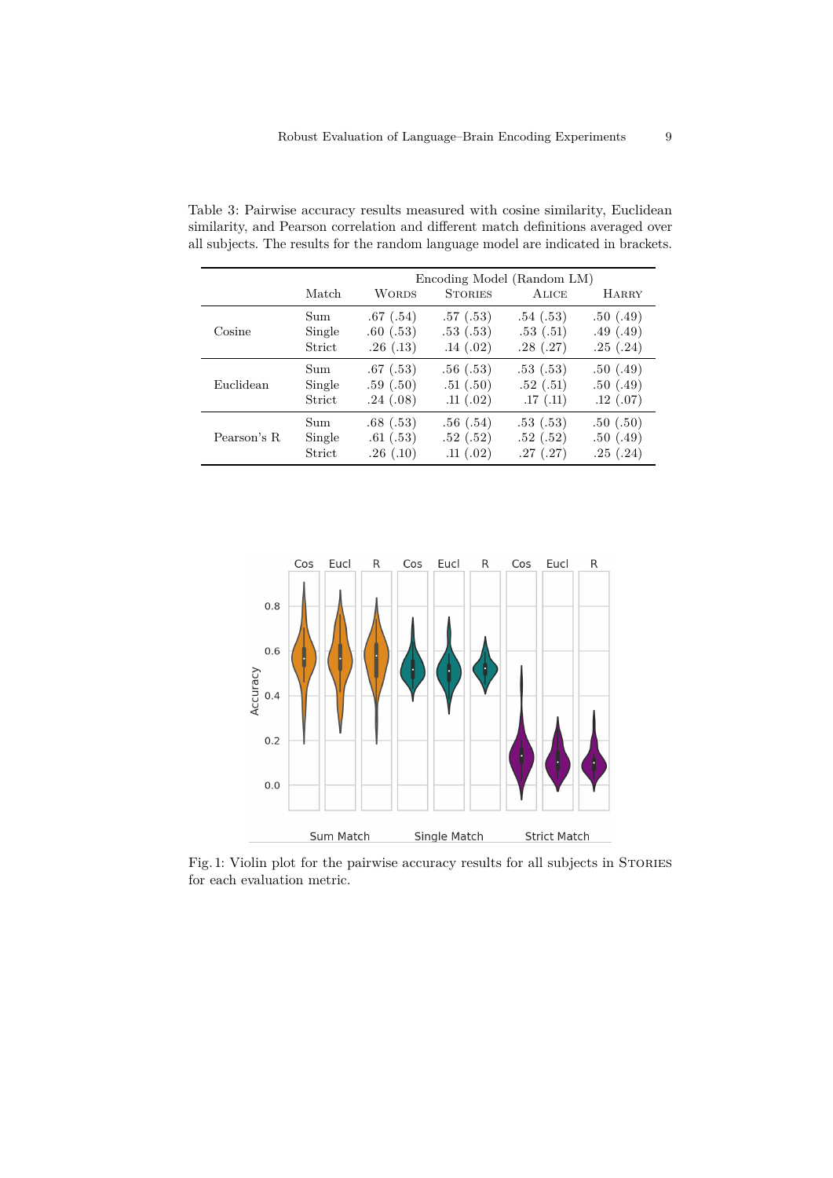Table 3: Pairwise accuracy results measured with cosine similarity, Euclidean similarity, and Pearson correlation and different match definitions averaged over all subjects. The results for the random language model are indicated in brackets.

| | Match | Encoding Model (Random LM) | | | |
|---|---|---|---|---|---|
| | | Words | Stories | Alice | Harry |
| Cosine | Sum | .67 (.54) | .57 (.53) | .54 (.53) | .50 (.49) |
| | Single | .60 (.53) | .53 (.53) | .53 (.51) | .49 (.49) |
| | Strict | .26 (.13) | .14 (.02) | .28 (.27) | .25 (.24) |
| Euclidean | Sum | .67 (.53) | .56 (.53) | .53 (.53) | .50 (.49) |
| | Single | .59 (.50) | .51 (.50) | .52 (.51) | .50 (.49) |
| | Strict | .24 (.08) | .11 (.02) | .17 (.11) | .12 (.07) |
| Pearson's R | Sum | .68 (.53) | .56 (.54) | .53 (.53) | .50 (.50) |
| | Single | .61 (.53) | .52 (.52) | .52 (.52) | .50 (.49) |
| | Strict | .26 (.10) | .11 (.02) | .27 (.27) | .25 (.24) |

Fig. 1: Violin plot for the pairwise accuracy results for all subjects in Stories for each evaluation metric.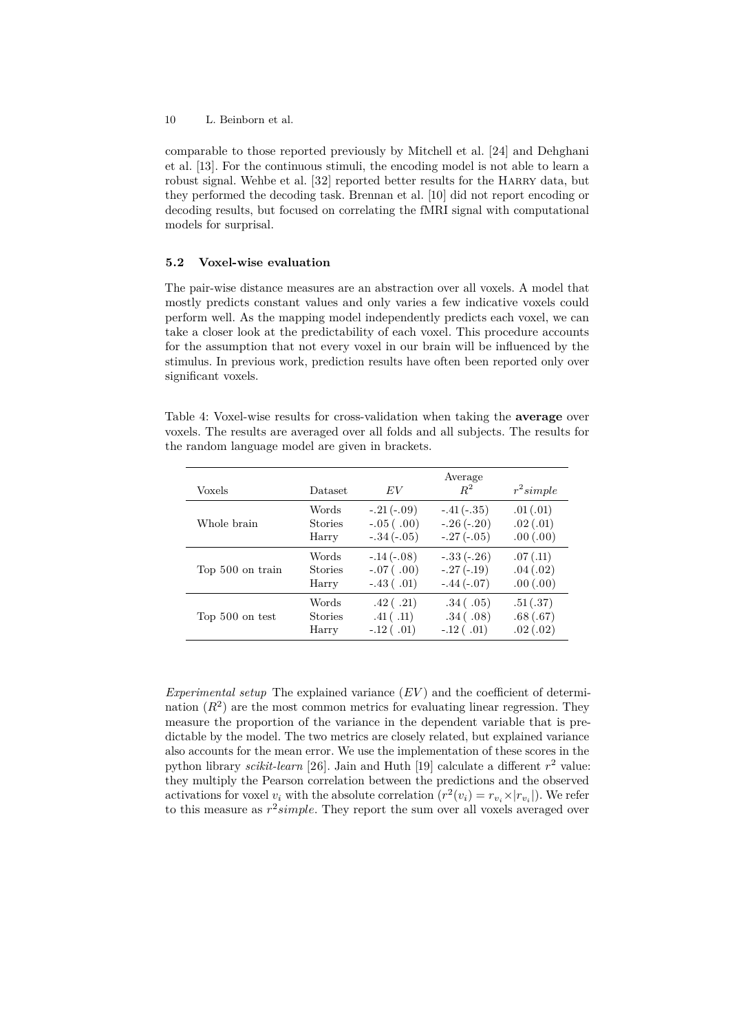comparable to those reported previously by Mitchell et al. [24] and Dehghani et al. [13]. For the continuous stimuli, the encoding model is not able to learn a robust signal. Wehbe et al. [32] reported better results for the Harry data, but they performed the decoding task. Brennan et al. [10] did not report encoding or decoding results, but focused on correlating the fMRI signal with computational models for surprisal.

### 5.2 Voxel-wise evaluation

The pair-wise distance measures are an abstraction over all voxels. A model that mostly predicts constant values and only varies a few indicative voxels could perform well. As the mapping model independently predicts each voxel, we can take a closer look at the predictability of each voxel. This procedure accounts for the assumption that not every voxel in our brain will be influenced by the stimulus. In previous work, prediction results have often been reported only over significant voxels.

Table 4: Voxel-wise results for cross-validation when taking the **average** over voxels. The results are averaged over all folds and all subjects. The results for the random language model are given in brackets.

| Voxels | Dataset | Average | | |
|---|---|---|---|---|
| | | *EV* | $R^2$ | $r^2 simple$ |
| Whole brain | Words | -.21 (-.09) | -.41 (-.35) | .01 (.01) |
| | Stories | -.05 ( .00) | -.26 (-.20) | .02 (.01) |
| | Harry | -.34 (-.05) | -.27 (-.05) | .00 (.00) |
| Top 500 on train | Words | -.14 (-.08) | -.33 (-.26) | .07 (.11) |
| | Stories | -.07 ( .00) | -.27 (-.19) | .04 (.02) |
| | Harry | -.43 ( .01) | -.44 (-.07) | .00 (.00) |
| Top 500 on test | Words | .42 ( .21) | .34 ( .05) | .51 (.37) |
| | Stories | .41 ( .11) | .34 ( .08) | .68 (.67) |
| | Harry | -.12 ( .01) | -.12 ( .01) | .02 (.02) |

*Experimental setup* The explained variance (*EV*) and the coefficient of determination ($R^2$) are the most common metrics for evaluating linear regression. They measure the proportion of the variance in the dependent variable that is predictable by the model. The two metrics are closely related, but explained variance also accounts for the mean error. We use the implementation of these scores in the python library *scikit-learn* [26]. Jain and Huth [19] calculate a different $r^2$ value: they multiply the Pearson correlation between the predictions and the observed activations for voxel $v_i$ with the absolute correlation ($r^2(v_i) = r_{v_i} \times |r_{v_i}|$). We refer to this measure as $r^2 simple$. They report the sum over all voxels averaged over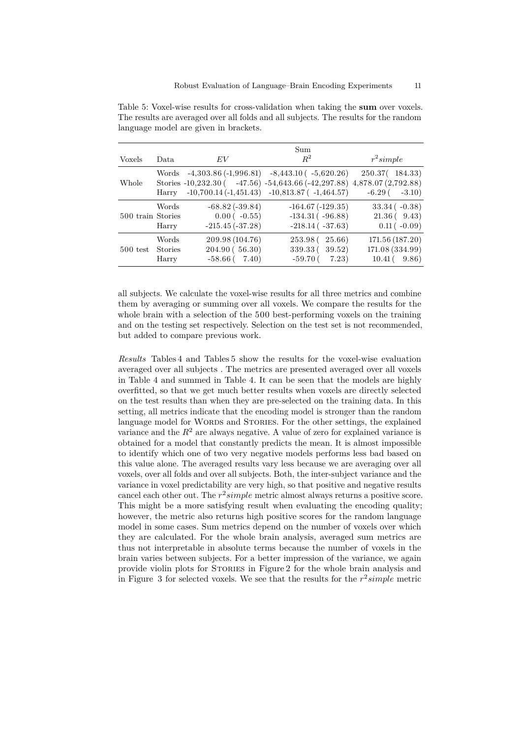Table 5: Voxel-wise results for cross-validation when taking the **sum** over voxels. The results are averaged over all folds and all subjects. The results for the random language model are given in brackets.

| | | Sum | | |
|---|---|---|---|---|
| Voxels | Data | $EV$ | $R^2$ | $r^2 simple$ |
| Whole | Words | -4,303.86 (-1,996.81) | -8,443.10 ( -5,620.26) | 250.37( 184.33) |
| | Stories | -10,232.30 ( -47.56) | -54,643.66 (-42,297.88) | 4,878.07 (2,792.88) |
| | Harry | -10,700.14 (-1,451.43) | -10,813.87 ( -1,464.57) | -6.29 ( -3.10) |
| 500 train | Words | -68.82 (-39.84) | -164.67 (-129.35) | 33.34 ( -0.38) |
| | Stories | 0.00 ( -0.55) | -134.31 ( -96.88) | 21.36 ( 9.43) |
| | Harry | -215.45 (-37.28) | -218.14 ( -37.63) | 0.11 ( -0.09) |
| 500 test | Words | 209.98 (104.76) | 253.98 ( 25.66) | 171.56 (187.20) |
| | Stories | 204.90 ( 56.30) | 339.33 ( 39.52) | 171.08 (334.99) |
| | Harry | -58.66 ( 7.40) | -59.70 ( 7.23) | 10.41 ( 9.86) |

all subjects. We calculate the voxel-wise results for all three metrics and combine them by averaging or summing over all voxels. We compare the results for the whole brain with a selection of the 500 best-performing voxels on the training and on the testing set respectively. Selection on the test set is not recommended, but added to compare previous work.

*Results* Tables 4 and Tables 5 show the results for the voxel-wise evaluation averaged over all subjects . The metrics are presented averaged over all voxels in Table 4 and summed in Table 4. It can be seen that the models are highly overfitted, so that we get much better results when voxels are directly selected on the test results than when they are pre-selected on the training data. In this setting, all metrics indicate that the encoding model is stronger than the random language model for WORDS and STORIES. For the other settings, the explained variance and the $R^2$ are always negative. A value of zero for explained variance is obtained for a model that constantly predicts the mean. It is almost impossible to identify which one of two very negative models performs less bad based on this value alone. The averaged results vary less because we are averaging over all voxels, over all folds and over all subjects. Both, the inter-subject variance and the variance in voxel predictability are very high, so that positive and negative results cancel each other out. The $r^2 simple$ metric almost always returns a positive score. This might be a more satisfying result when evaluating the encoding quality; however, the metric also returns high positive scores for the random language model in some cases. Sum metrics depend on the number of voxels over which they are calculated. For the whole brain analysis, averaged sum metrics are thus not interpretable in absolute terms because the number of voxels in the brain varies between subjects. For a better impression of the variance, we again provide violin plots for STORIES in Figure 2 for the whole brain analysis and in Figure 3 for selected voxels. We see that the results for the $r^2 simple$ metric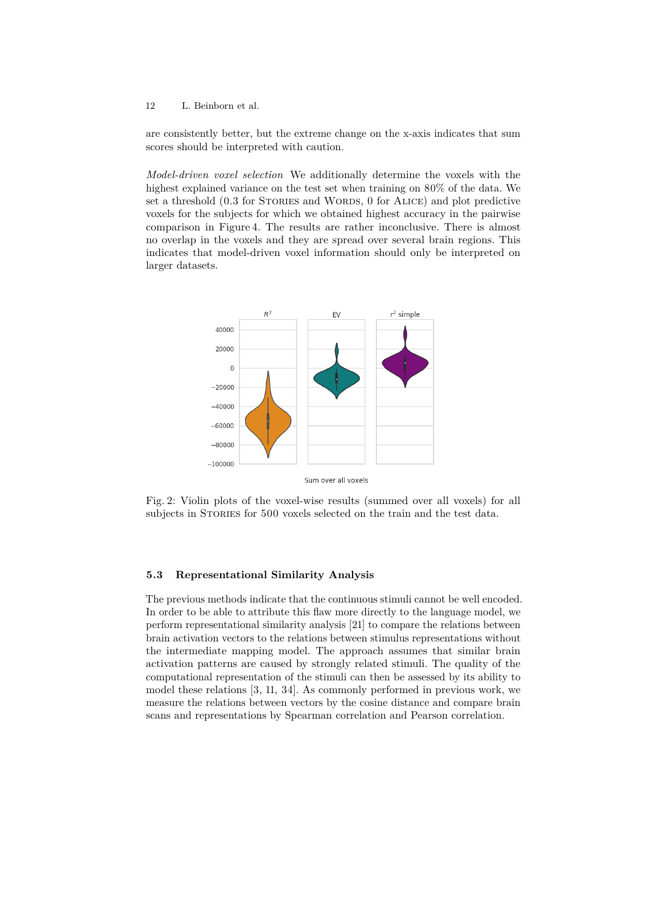are consistently better, but the extreme change on the x-axis indicates that sum scores should be interpreted with caution.

*Model-driven voxel selection* We additionally determine the voxels with the highest explained variance on the test set when training on 80% of the data. We set a threshold (0.3 for STORIES and WORDS, 0 for ALICE) and plot predictive voxels for the subjects for which we obtained highest accuracy in the pairwise comparison in Figure 4. The results are rather inconclusive. There is almost no overlap in the voxels and they are spread over several brain regions. This indicates that model-driven voxel information should only be interpreted on larger datasets.

Fig. 2: Violin plots of the voxel-wise results (summed over all voxels) for all subjects in STORIES for 500 voxels selected on the train and the test data.

### 5.3 Representational Similarity Analysis

The previous methods indicate that the continuous stimuli cannot be well encoded. In order to be able to attribute this flaw more directly to the language model, we perform representational similarity analysis [21] to compare the relations between brain activation vectors to the relations between stimulus representations without the intermediate mapping model. The approach assumes that similar brain activation patterns are caused by strongly related stimuli. The quality of the computational representation of the stimuli can then be assessed by its ability to model these relations [3, 11, 34]. As commonly performed in previous work, we measure the relations between vectors by the cosine distance and compare brain scans and representations by Spearman correlation and Pearson correlation.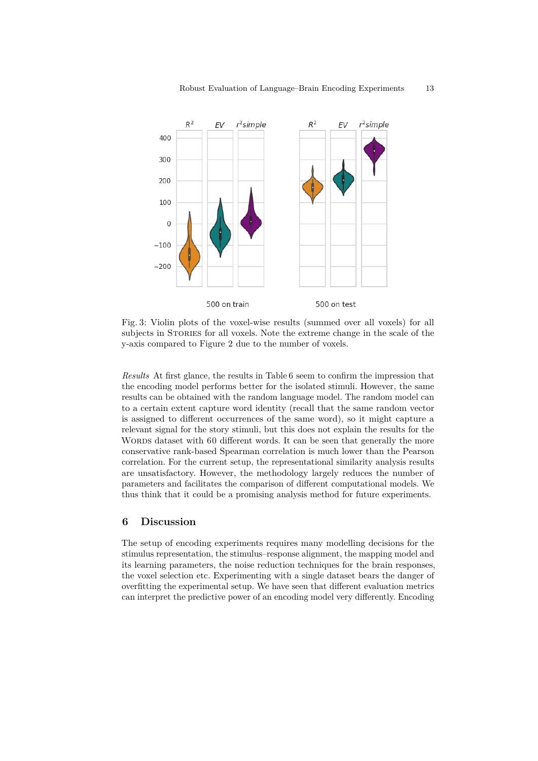Fig. 3: Violin plots of the voxel-wise results (summed over all voxels) for all subjects in STORIES for all voxels. Note the extreme change in the scale of the y-axis compared to Figure 2 due to the number of voxels.

*Results* At first glance, the results in Table 6 seem to confirm the impression that the encoding model performs better for the isolated stimuli. However, the same results can be obtained with the random language model. The random model can to a certain extent capture word identity (recall that the same random vector is assigned to different occurrences of the same word), so it might capture a relevant signal for the story stimuli, but this does not explain the results for the WORDS dataset with 60 different words. It can be seen that generally the more conservative rank-based Spearman correlation is much lower than the Pearson correlation. For the current setup, the representational similarity analysis results are unsatisfactory. However, the methodology largely reduces the number of parameters and facilitates the comparison of different computational models. We thus think that it could be a promising analysis method for future experiments.

## 6 Discussion

The setup of encoding experiments requires many modelling decisions for the stimulus representation, the stimulus–response alignment, the mapping model and its learning parameters, the noise reduction techniques for the brain responses, the voxel selection etc. Experimenting with a single dataset bears the danger of overfitting the experimental setup. We have seen that different evaluation metrics can interpret the predictive power of an encoding model very differently. Encoding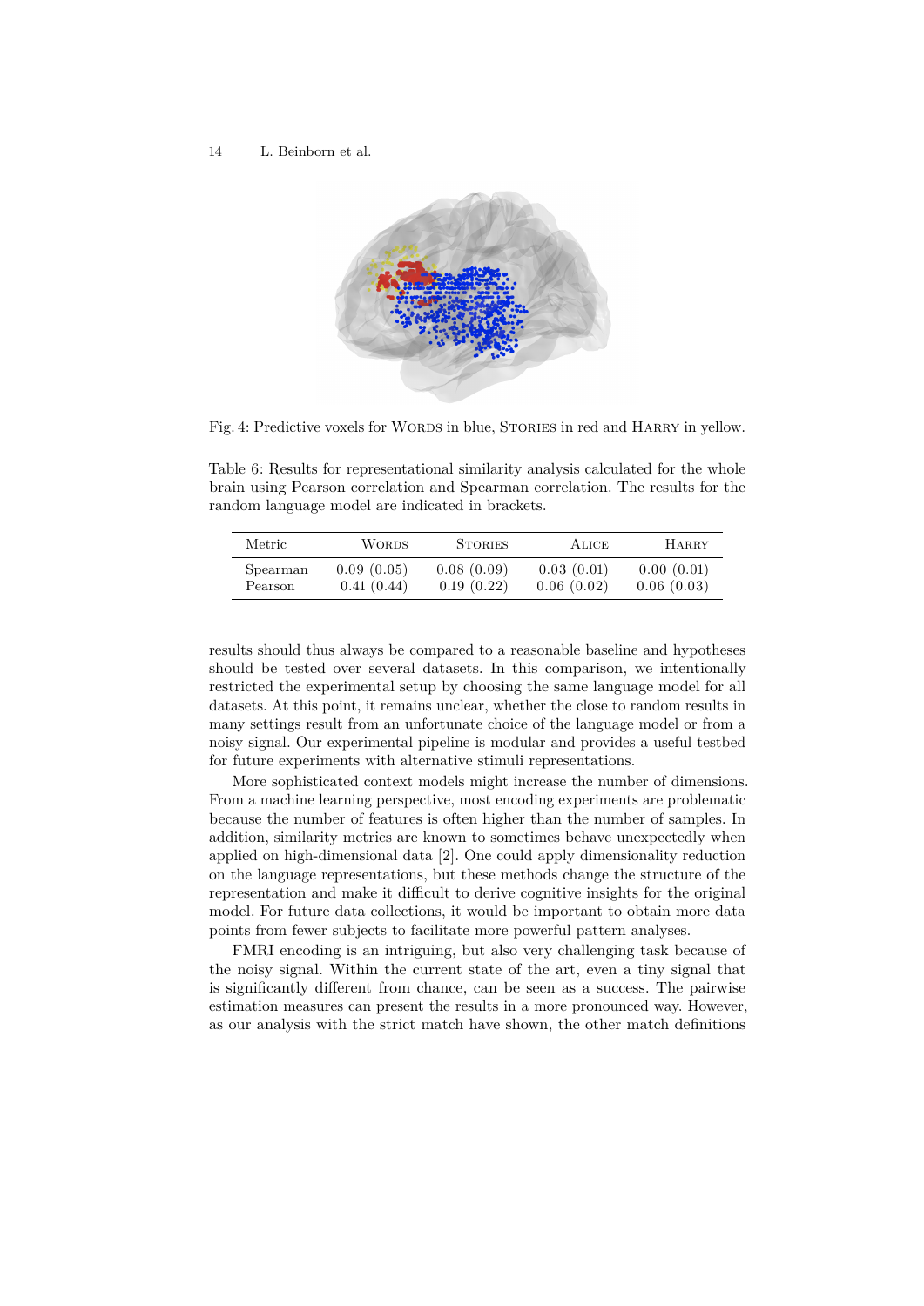Fig. 4: Predictive voxels for Words in blue, Stories in red and Harry in yellow.

Table 6: Results for representational similarity analysis calculated for the whole brain using Pearson correlation and Spearman correlation. The results for the random language model are indicated in brackets.

| Metric | Words | Stories | Alice | Harry |
|---|---|---|---|---|
| Spearman | 0.09 (0.05) | 0.08 (0.09) | 0.03 (0.01) | 0.00 (0.01) |
| Pearson | 0.41 (0.44) | 0.19 (0.22) | 0.06 (0.02) | 0.06 (0.03) |

results should thus always be compared to a reasonable baseline and hypotheses should be tested over several datasets. In this comparison, we intentionally restricted the experimental setup by choosing the same language model for all datasets. At this point, it remains unclear, whether the close to random results in many settings result from an unfortunate choice of the language model or from a noisy signal. Our experimental pipeline is modular and provides a useful testbed for future experiments with alternative stimuli representations.

More sophisticated context models might increase the number of dimensions. From a machine learning perspective, most encoding experiments are problematic because the number of features is often higher than the number of samples. In addition, similarity metrics are known to sometimes behave unexpectedly when applied on high-dimensional data [2]. One could apply dimensionality reduction on the language representations, but these methods change the structure of the representation and make it difficult to derive cognitive insights for the original model. For future data collections, it would be important to obtain more data points from fewer subjects to facilitate more powerful pattern analyses.

FMRI encoding is an intriguing, but also very challenging task because of the noisy signal. Within the current state of the art, even a tiny signal that is significantly different from chance, can be seen as a success. The pairwise estimation measures can present the results in a more pronounced way. However, as our analysis with the strict match have shown, the other match definitions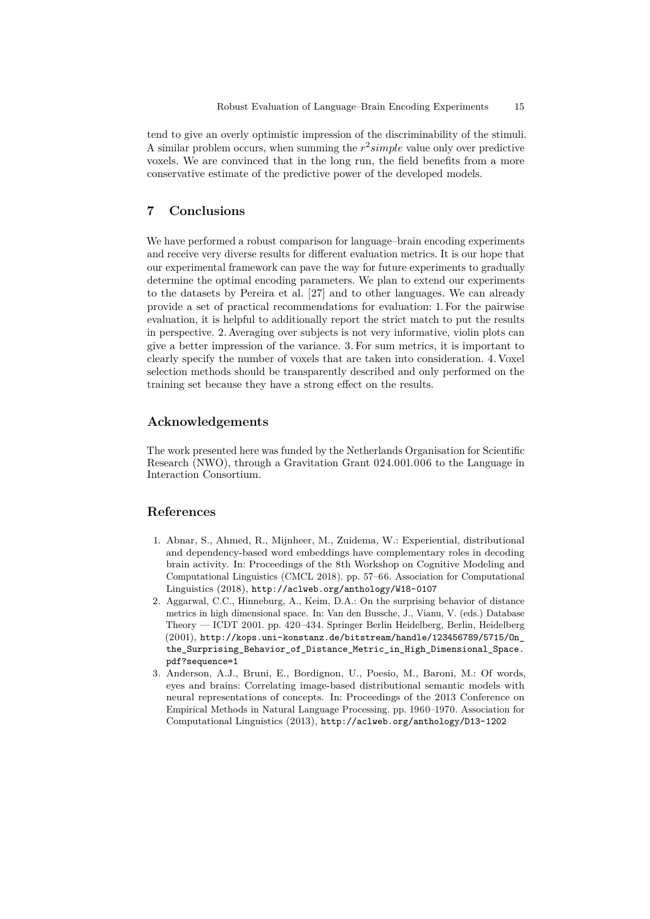tend to give an overly optimistic impression of the discriminability of the stimuli. A similar problem occurs, when summing the $r^2simple$ value only over predictive voxels. We are convinced that in the long run, the field benefits from a more conservative estimate of the predictive power of the developed models.

## 7 Conclusions

We have performed a robust comparison for language–brain encoding experiments and receive very diverse results for different evaluation metrics. It is our hope that our experimental framework can pave the way for future experiments to gradually determine the optimal encoding parameters. We plan to extend our experiments to the datasets by Pereira et al. [27] and to other languages. We can already provide a set of practical recommendations for evaluation: 1. For the pairwise evaluation, it is helpful to additionally report the strict match to put the results in perspective. 2. Averaging over subjects is not very informative, violin plots can give a better impression of the variance. 3. For sum metrics, it is important to clearly specify the number of voxels that are taken into consideration. 4. Voxel selection methods should be transparently described and only performed on the training set because they have a strong effect on the results.

## Acknowledgements

The work presented here was funded by the Netherlands Organisation for Scientific Research (NWO), through a Gravitation Grant 024.001.006 to the Language in Interaction Consortium.

## References

1. Abnar, S., Ahmed, R., Mijnheer, M., Zuidema, W.: Experiential, distributional and dependency-based word embeddings have complementary roles in decoding brain activity. In: Proceedings of the 8th Workshop on Cognitive Modeling and Computational Linguistics (CMCL 2018). pp. 57–66. Association for Computational Linguistics (2018), http://aclweb.org/anthology/W18-0107
2. Aggarwal, C.C., Hinneburg, A., Keim, D.A.: On the surprising behavior of distance metrics in high dimensional space. In: Van den Bussche, J., Vianu, V. (eds.) Database Theory — ICDT 2001. pp. 420–434. Springer Berlin Heidelberg, Berlin, Heidelberg (2001), http://kops.uni-konstanz.de/bitstream/handle/123456789/5715/On_the_Surprising_Behavior_of_Distance_Metric_in_High_Dimensional_Space.pdf?sequence=1
3. Anderson, A.J., Bruni, E., Bordignon, U., Poesio, M., Baroni, M.: Of words, eyes and brains: Correlating image-based distributional semantic models with neural representations of concepts. In: Proceedings of the 2013 Conference on Empirical Methods in Natural Language Processing. pp. 1960–1970. Association for Computational Linguistics (2013), http://aclweb.org/anthology/D13-1202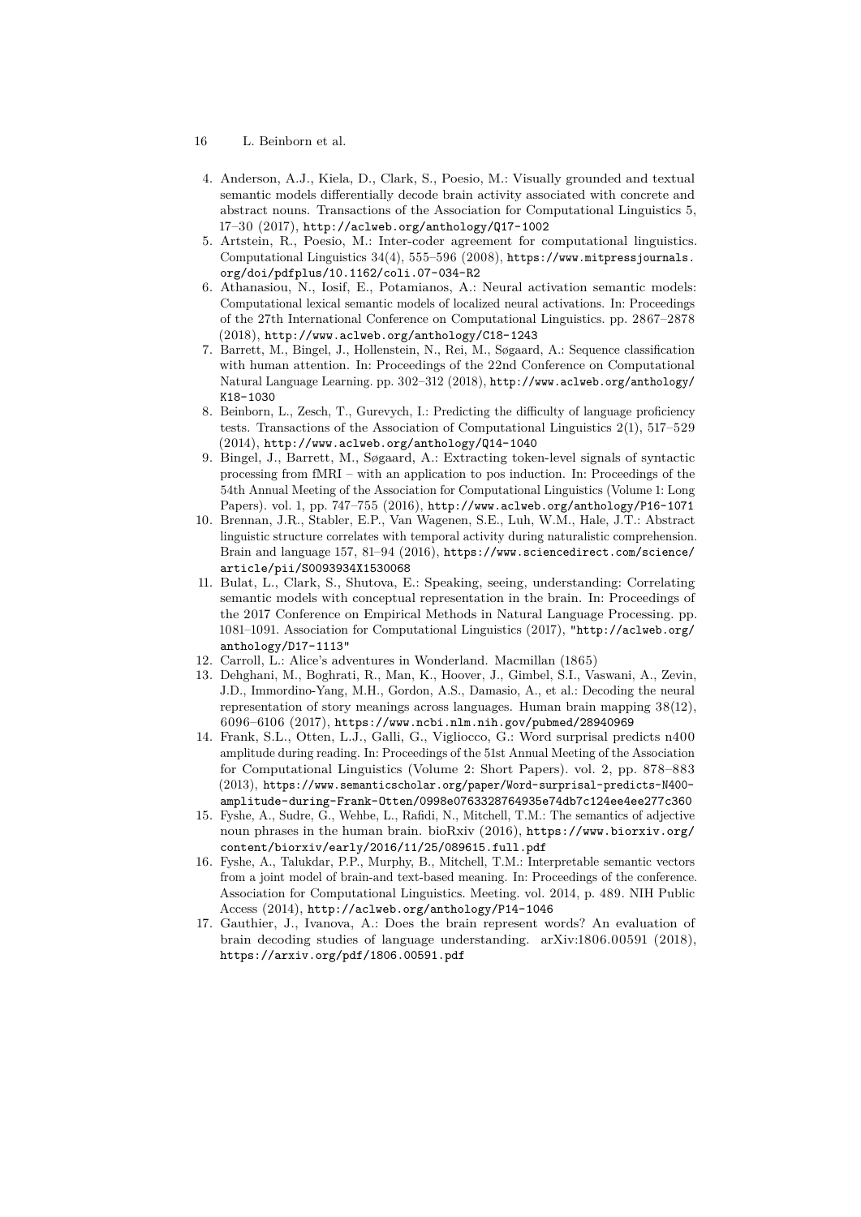4. Anderson, A.J., Kiela, D., Clark, S., Poesio, M.: Visually grounded and textual semantic models differentially decode brain activity associated with concrete and abstract nouns. Transactions of the Association for Computational Linguistics 5, 17–30 (2017), http://aclweb.org/anthology/Q17-1002
5. Artstein, R., Poesio, M.: Inter-coder agreement for computational linguistics. Computational Linguistics 34(4), 555–596 (2008), https://www.mitpressjournals.org/doi/pdfplus/10.1162/coli.07-034-R2
6. Athanasiou, N., Iosif, E., Potamianos, A.: Neural activation semantic models: Computational lexical semantic models of localized neural activations. In: Proceedings of the 27th International Conference on Computational Linguistics. pp. 2867–2878 (2018), http://www.aclweb.org/anthology/C18-1243
7. Barrett, M., Bingel, J., Hollenstein, N., Rei, M., Søgaard, A.: Sequence classification with human attention. In: Proceedings of the 22nd Conference on Computational Natural Language Learning. pp. 302–312 (2018), http://www.aclweb.org/anthology/K18-1030
8. Beinborn, L., Zesch, T., Gurevych, I.: Predicting the difficulty of language proficiency tests. Transactions of the Association of Computational Linguistics 2(1), 517–529 (2014), http://www.aclweb.org/anthology/Q14-1040
9. Bingel, J., Barrett, M., Søgaard, A.: Extracting token-level signals of syntactic processing from fMRI – with an application to pos induction. In: Proceedings of the 54th Annual Meeting of the Association for Computational Linguistics (Volume 1: Long Papers). vol. 1, pp. 747–755 (2016), http://www.aclweb.org/anthology/P16-1071
10. Brennan, J.R., Stabler, E.P., Van Wagenen, S.E., Luh, W.M., Hale, J.T.: Abstract linguistic structure correlates with temporal activity during naturalistic comprehension. Brain and language 157, 81–94 (2016), https://www.sciencedirect.com/science/article/pii/S0093934X1530068
11. Bulat, L., Clark, S., Shutova, E.: Speaking, seeing, understanding: Correlating semantic models with conceptual representation in the brain. In: Proceedings of the 2017 Conference on Empirical Methods in Natural Language Processing. pp. 1081–1091. Association for Computational Linguistics (2017), "http://aclweb.org/anthology/D17-1113"
12. Carroll, L.: Alice's adventures in Wonderland. Macmillan (1865)
13. Dehghani, M., Boghrati, R., Man, K., Hoover, J., Gimbel, S.I., Vaswani, A., Zevin, J.D., Immordino-Yang, M.H., Gordon, A.S., Damasio, A., et al.: Decoding the neural representation of story meanings across languages. Human brain mapping 38(12), 6096–6106 (2017), https://www.ncbi.nlm.nih.gov/pubmed/28940969
14. Frank, S.L., Otten, L.J., Galli, G., Vigliocco, G.: Word surprisal predicts n400 amplitude during reading. In: Proceedings of the 51st Annual Meeting of the Association for Computational Linguistics (Volume 2: Short Papers). vol. 2, pp. 878–883 (2013), https://www.semanticscholar.org/paper/Word-surprisal-predicts-N400-amplitude-during-Frank-Otten/0998e0763328764935e74db7c124ee4ee277c360
15. Fyshe, A., Sudre, G., Wehbe, L., Rafidi, N., Mitchell, T.M.: The semantics of adjective noun phrases in the human brain. bioRxiv (2016), https://www.biorxiv.org/content/biorxiv/early/2016/11/25/089615.full.pdf
16. Fyshe, A., Talukdar, P.P., Murphy, B., Mitchell, T.M.: Interpretable semantic vectors from a joint model of brain-and text-based meaning. In: Proceedings of the conference. Association for Computational Linguistics. Meeting. vol. 2014, p. 489. NIH Public Access (2014), http://aclweb.org/anthology/P14-1046
17. Gauthier, J., Ivanova, A.: Does the brain represent words? An evaluation of brain decoding studies of language understanding. arXiv:1806.00591 (2018), https://arxiv.org/pdf/1806.00591.pdf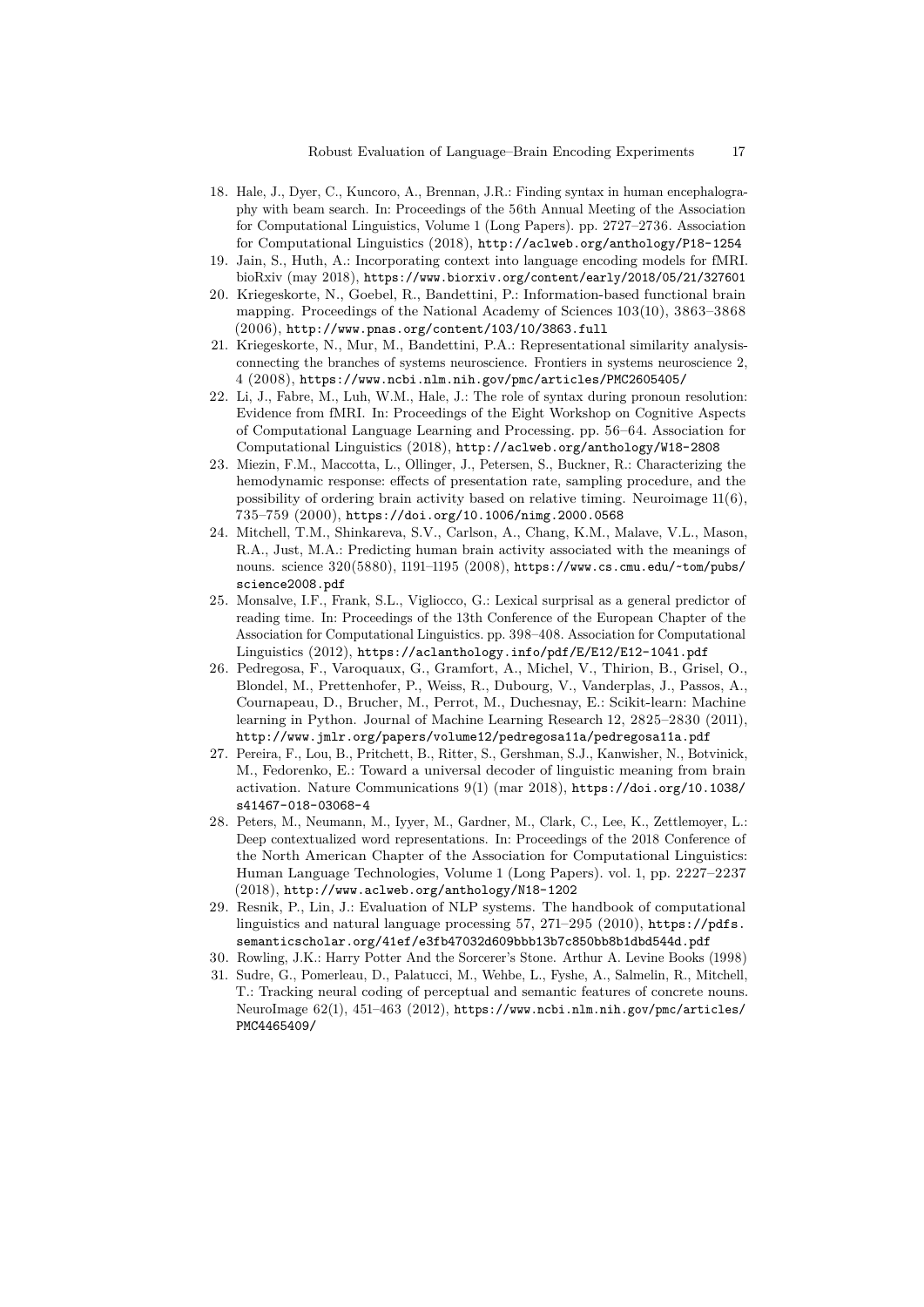18. Hale, J., Dyer, C., Kuncoro, A., Brennan, J.R.: Finding syntax in human encephalography with beam search. In: Proceedings of the 56th Annual Meeting of the Association for Computational Linguistics, Volume 1 (Long Papers). pp. 2727–2736. Association for Computational Linguistics (2018), http://aclweb.org/anthology/P18-1254
19. Jain, S., Huth, A.: Incorporating context into language encoding models for fMRI. bioRxiv (may 2018), https://www.biorxiv.org/content/early/2018/05/21/327601
20. Kriegeskorte, N., Goebel, R., Bandettini, P.: Information-based functional brain mapping. Proceedings of the National Academy of Sciences 103(10), 3863–3868 (2006), http://www.pnas.org/content/103/10/3863.full
21. Kriegeskorte, N., Mur, M., Bandettini, P.A.: Representational similarity analysis-connecting the branches of systems neuroscience. Frontiers in systems neuroscience 2, 4 (2008), https://www.ncbi.nlm.nih.gov/pmc/articles/PMC2605405/
22. Li, J., Fabre, M., Luh, W.M., Hale, J.: The role of syntax during pronoun resolution: Evidence from fMRI. In: Proceedings of the Eight Workshop on Cognitive Aspects of Computational Language Learning and Processing. pp. 56–64. Association for Computational Linguistics (2018), http://aclweb.org/anthology/W18-2808
23. Miezin, F.M., Maccotta, L., Ollinger, J., Petersen, S., Buckner, R.: Characterizing the hemodynamic response: effects of presentation rate, sampling procedure, and the possibility of ordering brain activity based on relative timing. Neuroimage 11(6), 735–759 (2000), https://doi.org/10.1006/nimg.2000.0568
24. Mitchell, T.M., Shinkareva, S.V., Carlson, A., Chang, K.M., Malave, V.L., Mason, R.A., Just, M.A.: Predicting human brain activity associated with the meanings of nouns. science 320(5880), 1191–1195 (2008), https://www.cs.cmu.edu/~tom/pubs/science2008.pdf
25. Monsalve, I.F., Frank, S.L., Vigliocco, G.: Lexical surprisal as a general predictor of reading time. In: Proceedings of the 13th Conference of the European Chapter of the Association for Computational Linguistics. pp. 398–408. Association for Computational Linguistics (2012), https://aclanthology.info/pdf/E/E12/E12-1041.pdf
26. Pedregosa, F., Varoquaux, G., Gramfort, A., Michel, V., Thirion, B., Grisel, O., Blondel, M., Prettenhofer, P., Weiss, R., Dubourg, V., Vanderplas, J., Passos, A., Cournapeau, D., Brucher, M., Perrot, M., Duchesnay, E.: Scikit-learn: Machine learning in Python. Journal of Machine Learning Research 12, 2825–2830 (2011), http://www.jmlr.org/papers/volume12/pedregosa11a/pedregosa11a.pdf
27. Pereira, F., Lou, B., Pritchett, B., Ritter, S., Gershman, S.J., Kanwisher, N., Botvinick, M., Fedorenko, E.: Toward a universal decoder of linguistic meaning from brain activation. Nature Communications 9(1) (mar 2018), https://doi.org/10.1038/s41467-018-03068-4
28. Peters, M., Neumann, M., Iyyer, M., Gardner, M., Clark, C., Lee, K., Zettlemoyer, L.: Deep contextualized word representations. In: Proceedings of the 2018 Conference of the North American Chapter of the Association for Computational Linguistics: Human Language Technologies, Volume 1 (Long Papers). vol. 1, pp. 2227–2237 (2018), http://www.aclweb.org/anthology/N18-1202
29. Resnik, P., Lin, J.: Evaluation of NLP systems. The handbook of computational linguistics and natural language processing 57, 271–295 (2010), https://pdfs.semanticscholar.org/41ef/e3fb47032d609bbb13b7c850bb8b1dbd544d.pdf
30. Rowling, J.K.: Harry Potter And the Sorcerer's Stone. Arthur A. Levine Books (1998)
31. Sudre, G., Pomerleau, D., Palatucci, M., Wehbe, L., Fyshe, A., Salmelin, R., Mitchell, T.: Tracking neural coding of perceptual and semantic features of concrete nouns. NeuroImage 62(1), 451–463 (2012), https://www.ncbi.nlm.nih.gov/pmc/articles/PMC4465409/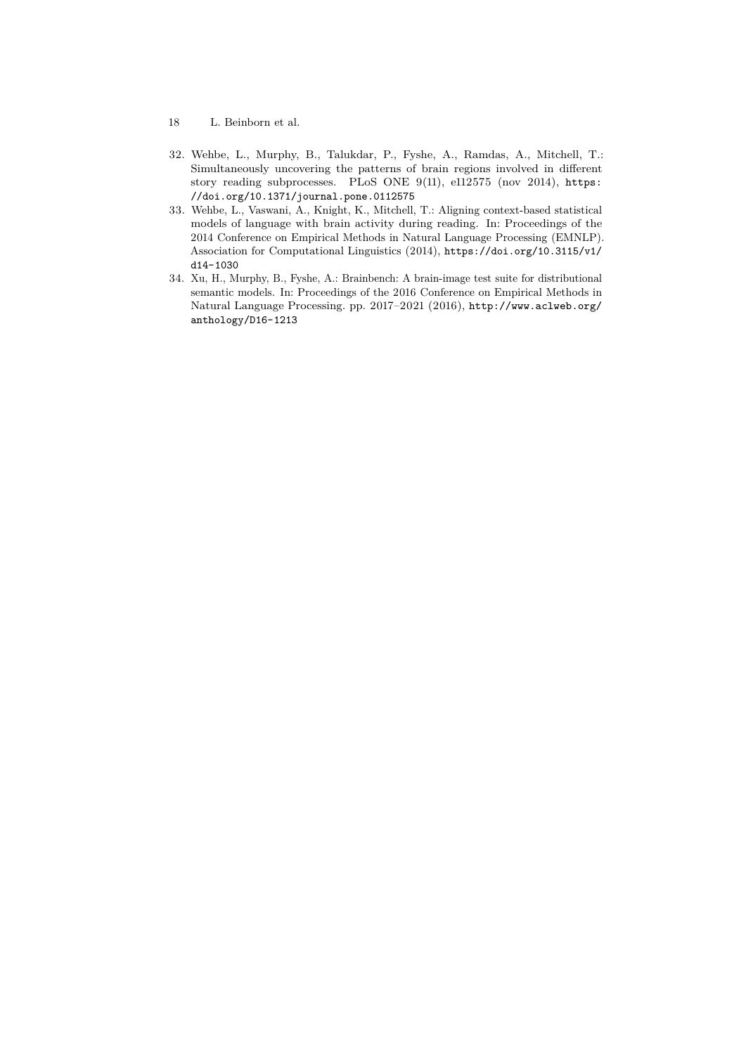32. Wehbe, L., Murphy, B., Talukdar, P., Fyshe, A., Ramdas, A., Mitchell, T.: Simultaneously uncovering the patterns of brain regions involved in different story reading subprocesses. PLoS ONE 9(11), e112575 (nov 2014), https://doi.org/10.1371/journal.pone.0112575
33. Wehbe, L., Vaswani, A., Knight, K., Mitchell, T.: Aligning context-based statistical models of language with brain activity during reading. In: Proceedings of the 2014 Conference on Empirical Methods in Natural Language Processing (EMNLP). Association for Computational Linguistics (2014), https://doi.org/10.3115/v1/d14-1030
34. Xu, H., Murphy, B., Fyshe, A.: Brainbench: A brain-image test suite for distributional semantic models. In: Proceedings of the 2016 Conference on Empirical Methods in Natural Language Processing. pp. 2017–2021 (2016), http://www.aclweb.org/anthology/D16-1213